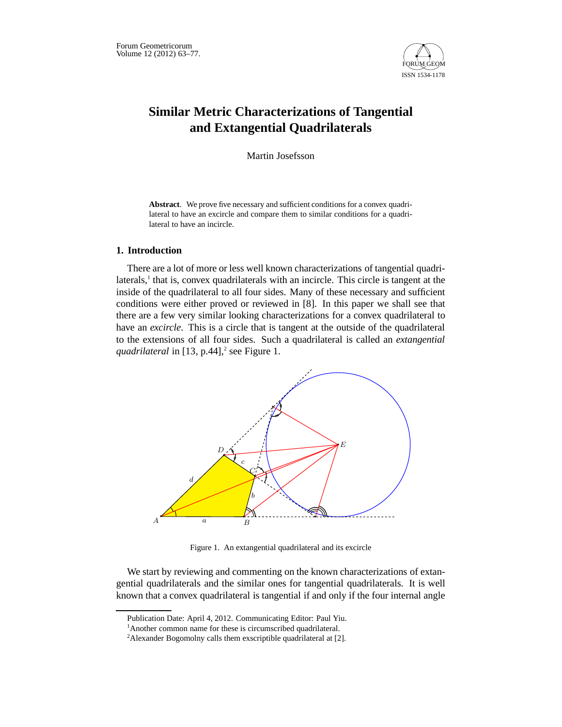# Similar Metric Characterizations of Tangential and Extangential Quadrilaterals

Martin Josefsson

**Abstract**. We prove five necessary and sufficient conditions for a convex quadrilateral to have an excircle and compare them to similar conditions for a quadrilateral to have an incircle.

## 1. Introduction

There are a lot of more or less well known characterizations of tangential quadrilaterals,[1] that is, convex quadrilaterals with an incircle. This circle is tangent at the inside of the quadrilateral to all four sides. Many of these necessary and sufficient conditions were either proved or reviewed in [8]. In this paper we shall see that there are a few very similar looking characterizations for a convex quadrilateral to have an *excircle*. This is a circle that is tangent at the outside of the quadrilateral to the extensions of all four sides. Such a quadrilateral is called an *extangential quadrilateral* in [13, p.44],[2] see Figure 1.

Figure 1. An extangential quadrilateral and its excircle

We start by reviewing and commenting on the known characterizations of extangential quadrilaterals and the similar ones for tangential quadrilaterals. It is well known that a convex quadrilateral is tangential if and only if the four internal angle

Publication Date: April 4, 2012. Communicating Editor: Paul Yiu.

[1]Another common name for these is circumscribed quadrilateral.

[2]Alexander Bogomolny calls them exscriptible quadrilateral at [2].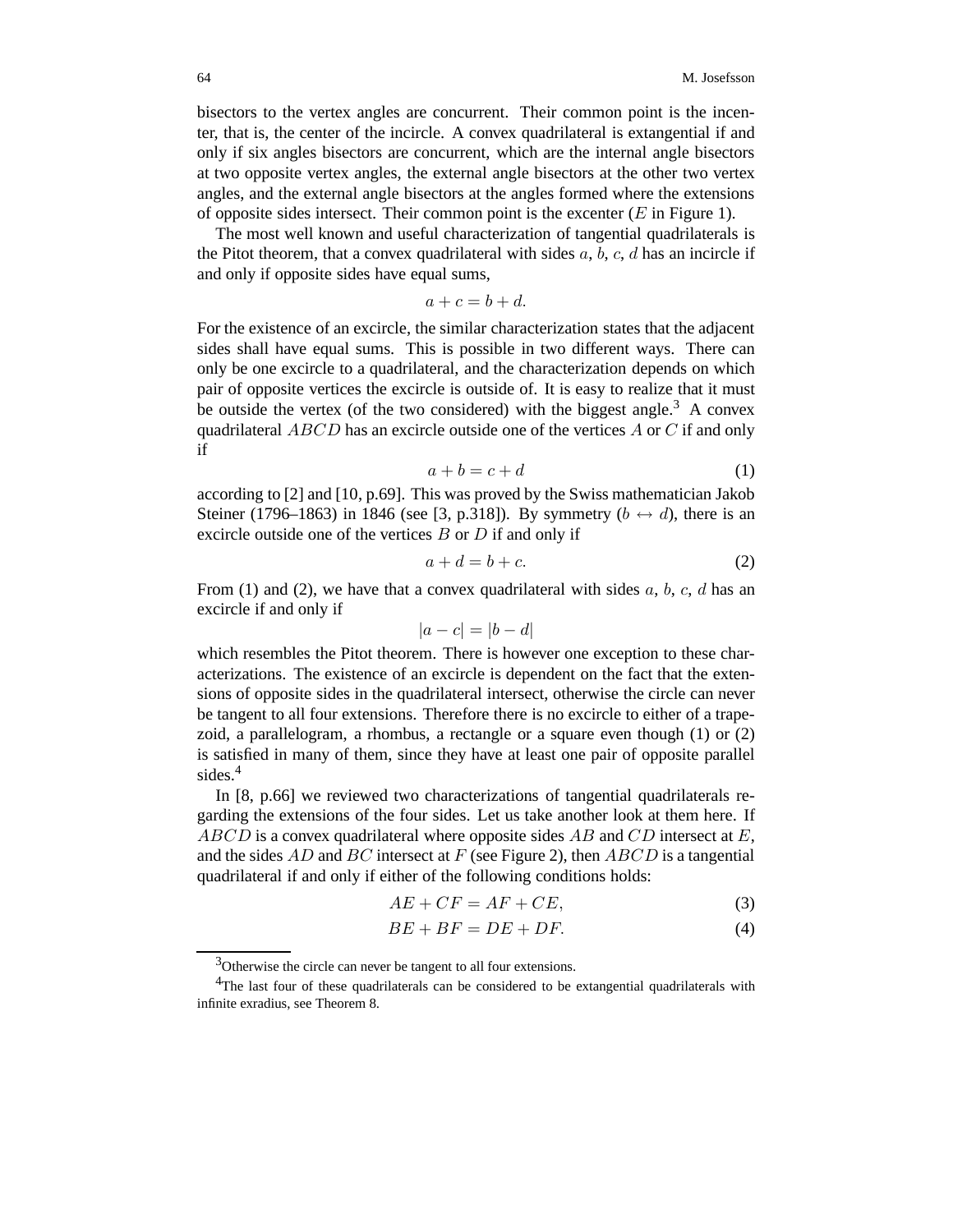bisectors to the vertex angles are concurrent. Their common point is the incenter, that is, the center of the incircle. A convex quadrilateral is extangential if and only if six angles bisectors are concurrent, which are the internal angle bisectors at two opposite vertex angles, the external angle bisectors at the other two vertex angles, and the external angle bisectors at the angles formed where the extensions of opposite sides intersect. Their common point is the excenter ($E$ in Figure 1).

The most well known and useful characterization of tangential quadrilaterals is the Pitot theorem, that a convex quadrilateral with sides $a$, $b$, $c$, $d$ has an incircle if and only if opposite sides have equal sums,

$$a + c = b + d.$$

For the existence of an excircle, the similar characterization states that the adjacent sides shall have equal sums. This is possible in two different ways. There can only be one excircle to a quadrilateral, and the characterization depends on which pair of opposite vertices the excircle is outside of. It is easy to realize that it must be outside the vertex (of the two considered) with the biggest angle.[3] A convex quadrilateral $ABCD$ has an excircle outside one of the vertices $A$ or $C$ if and only if

$$a + b = c + d \tag{1}$$

according to [2] and [10, p.69]. This was proved by the Swiss mathematician Jakob Steiner (1796–1863) in 1846 (see [3, p.318]). By symmetry ($b \leftrightarrow d$), there is an excircle outside one of the vertices $B$ or $D$ if and only if

$$a + d = b + c. \tag{2}$$

From (1) and (2), we have that a convex quadrilateral with sides $a$, $b$, $c$, $d$ has an excircle if and only if

$$|a - c| = |b - d|$$

which resembles the Pitot theorem. There is however one exception to these characterizations. The existence of an excircle is dependent on the fact that the extensions of opposite sides in the quadrilateral intersect, otherwise the circle can never be tangent to all four extensions. Therefore there is no excircle to either of a trapezoid, a parallelogram, a rhombus, a rectangle or a square even though (1) or (2) is satisfied in many of them, since they have at least one pair of opposite parallel sides.[4]

In [8, p.66] we reviewed two characterizations of tangential quadrilaterals regarding the extensions of the four sides. Let us take another look at them here. If $ABCD$ is a convex quadrilateral where opposite sides $AB$ and $CD$ intersect at $E$, and the sides $AD$ and $BC$ intersect at $F$ (see Figure 2), then $ABCD$ is a tangential quadrilateral if and only if either of the following conditions holds:

$$AE + CF = AF + CE, \tag{3}$$

$$BE + BF = DE + DF. \tag{4}$$

[3] Otherwise the circle can never be tangent to all four extensions.

[4] The last four of these quadrilaterals can be considered to be extangential quadrilaterals with infinite exradius, see Theorem 8.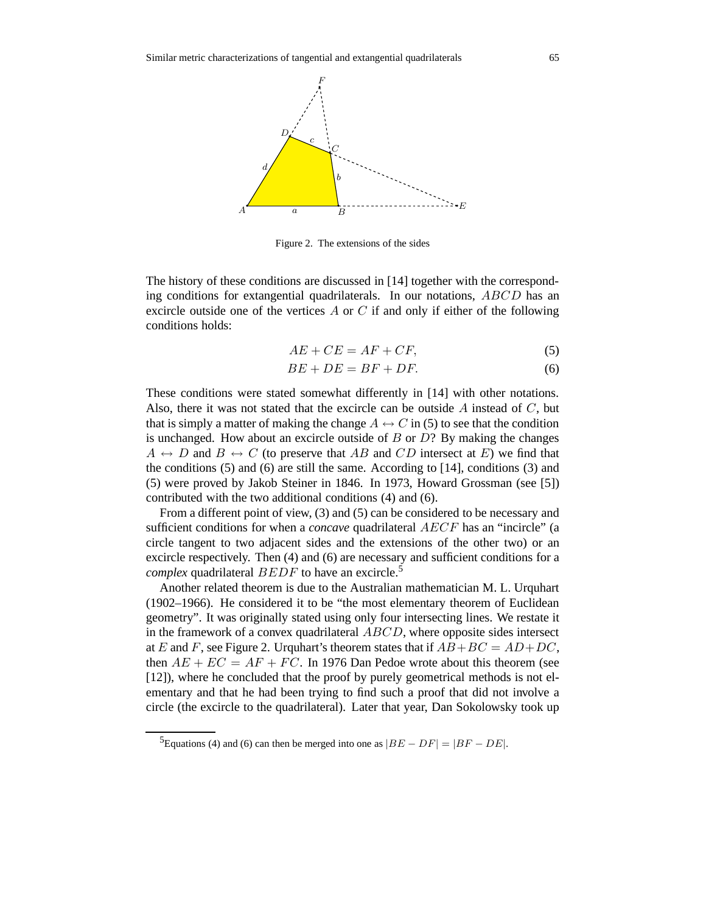Figure 2. The extensions of the sides

The history of these conditions are discussed in [14] together with the corresponding conditions for extangential quadrilaterals. In our notations, $ABCD$ has an excircle outside one of the vertices $A$ or $C$ if and only if either of the following conditions holds:

$$AE + CE = AF + CF, \tag{5}$$

$$BE + DE = BF + DF. \tag{6}$$

These conditions were stated somewhat differently in [14] with other notations. Also, there it was not stated that the excircle can be outside $A$ instead of $C$, but that is simply a matter of making the change $A \leftrightarrow C$ in (5) to see that the condition is unchanged. How about an excircle outside of $B$ or $D$? By making the changes $A \leftrightarrow D$ and $B \leftrightarrow C$ (to preserve that $AB$ and $CD$ intersect at $E$) we find that the conditions (5) and (6) are still the same. According to [14], conditions (3) and (5) were proved by Jakob Steiner in 1846. In 1973, Howard Grossman (see [5]) contributed with the two additional conditions (4) and (6).

From a different point of view, (3) and (5) can be considered to be necessary and sufficient conditions for when a *concave* quadrilateral $AECF$ has an "incircle" (a circle tangent to two adjacent sides and the extensions of the other two) or an excircle respectively. Then (4) and (6) are necessary and sufficient conditions for a *complex* quadrilateral $BEDF$ to have an excircle.[5]

Another related theorem is due to the Australian mathematician M. L. Urquhart (1902–1966). He considered it to be "the most elementary theorem of Euclidean geometry". It was originally stated using only four intersecting lines. We restate it in the framework of a convex quadrilateral $ABCD$, where opposite sides intersect at $E$ and $F$, see Figure 2. Urquhart's theorem states that if $AB+BC = AD+DC$, then $AE + EC = AF + FC$. In 1976 Dan Pedoe wrote about this theorem (see [12]), where he concluded that the proof by purely geometrical methods is not elementary and that he had been trying to find such a proof that did not involve a circle (the excircle to the quadrilateral). Later that year, Dan Sokolowsky took up

[5] Equations (4) and (6) can then be merged into one as $|BE - DF| = |BF - DE|$.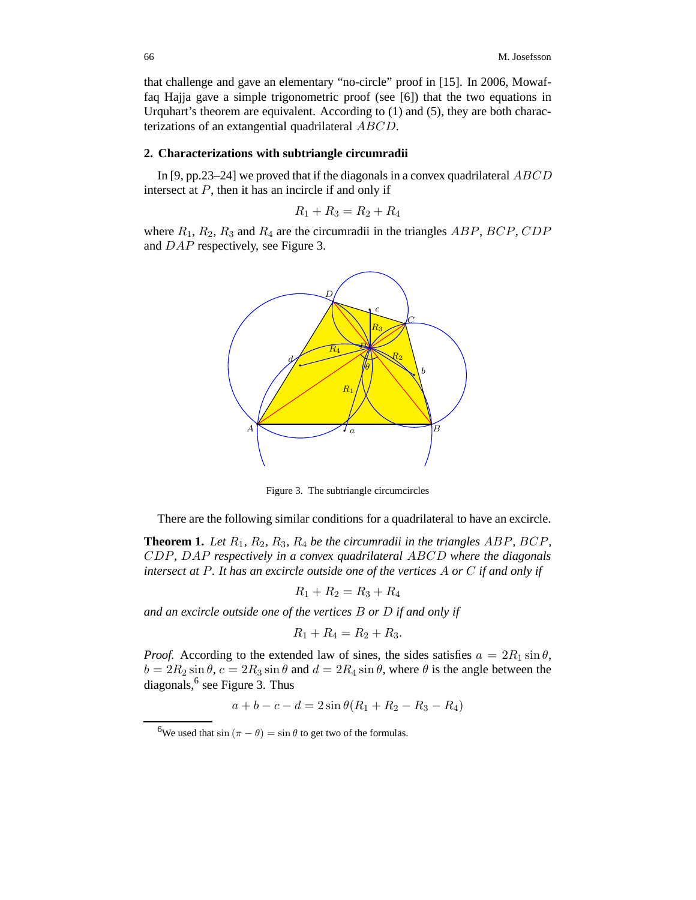that challenge and gave an elementary "no-circle" proof in [15]. In 2006, Mowaffaq Hajja gave a simple trigonometric proof (see [6]) that the two equations in Urquhart's theorem are equivalent. According to (1) and (5), they are both characterizations of an extangential quadrilateral $ABCD$.

## 2. Characterizations with subtriangle circumradii

In [9, pp.23–24] we proved that if the diagonals in a convex quadrilateral $ABCD$ intersect at $P$, then it has an incircle if and only if

$$R_1 + R_3 = R_2 + R_4$$

where $R_1$, $R_2$, $R_3$ and $R_4$ are the circumradii in the triangles $ABP$, $BCP$, $CDP$ and $DAP$ respectively, see Figure 3.

Figure 3. The subtriangle circumcircles

There are the following similar conditions for a quadrilateral to have an excircle.

**Theorem 1.** *Let $R_1$, $R_2$, $R_3$, $R_4$ be the circumradii in the triangles $ABP$, $BCP$, $CDP$, $DAP$ respectively in a convex quadrilateral $ABCD$ where the diagonals intersect at $P$. It has an excircle outside one of the vertices $A$ or $C$ if and only if*

$$R_1 + R_2 = R_3 + R_4$$

*and an excircle outside one of the vertices $B$ or $D$ if and only if*

$$R_1 + R_4 = R_2 + R_3.$$

*Proof.* According to the extended law of sines, the sides satisfies $a = 2R_1 \sin\theta$, $b = 2R_2 \sin\theta$, $c = 2R_3 \sin\theta$ and $d = 2R_4 \sin\theta$, where $\theta$ is the angle between the diagonals,[6] see Figure 3. Thus

$$a + b - c - d = 2\sin\theta(R_1 + R_2 - R_3 - R_4)$$

[6] We used that $\sin(\pi - \theta) = \sin\theta$ to get two of the formulas.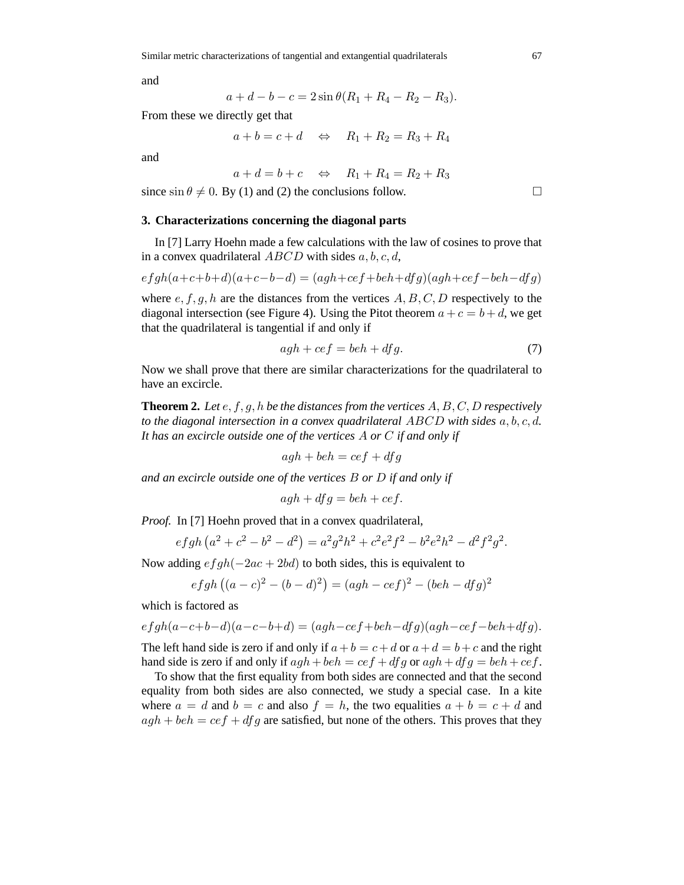and

$$a + d - b - c = 2\sin\theta(R_1 + R_4 - R_2 - R_3).$$

From these we directly get that

$$a + b = c + d \quad \Leftrightarrow \quad R_1 + R_2 = R_3 + R_4$$

and

$$a + d = b + c \quad \Leftrightarrow \quad R_1 + R_4 = R_2 + R_3$$

since $\sin\theta \neq 0$. By (1) and (2) the conclusions follow. $\square$

## 3. Characterizations concerning the diagonal parts

In [7] Larry Hoehn made a few calculations with the law of cosines to prove that in a convex quadrilateral $ABCD$ with sides $a, b, c, d$,

$$efgh(a+c+b+d)(a+c-b-d) = (agh+cef+beh+dfg)(agh+cef-beh-dfg)$$

where $e, f, g, h$ are the distances from the vertices $A, B, C, D$ respectively to the diagonal intersection (see Figure 4). Using the Pitot theorem $a + c = b + d$, we get that the quadrilateral is tangential if and only if

$$agh + cef = beh + dfg. \tag{7}$$

Now we shall prove that there are similar characterizations for the quadrilateral to have an excircle.

**Theorem 2.** *Let $e, f, g, h$ be the distances from the vertices $A, B, C, D$ respectively to the diagonal intersection in a convex quadrilateral $ABCD$ with sides $a, b, c, d$. It has an excircle outside one of the vertices $A$ or $C$ if and only if*

$$agh + beh = cef + dfg$$

*and an excircle outside one of the vertices $B$ or $D$ if and only if*

$$agh + dfg = beh + cef.$$

*Proof.* In [7] Hoehn proved that in a convex quadrilateral,

$$efgh\left(a^2 + c^2 - b^2 - d^2\right) = a^2g^2h^2 + c^2e^2f^2 - b^2e^2h^2 - d^2f^2g^2.$$

Now adding $efgh(-2ac + 2bd)$ to both sides, this is equivalent to

$$efgh\left((a-c)^2 - (b-d)^2\right) = (agh - cef)^2 - (beh - dfg)^2$$

which is factored as

$$efgh(a-c+b-d)(a-c-b+d) = (agh-cef+beh-dfg)(agh-cef-beh+dfg).$$

The left hand side is zero if and only if $a+b = c+d$ or $a+d = b+c$ and the right hand side is zero if and only if $agh + beh = cef + dfg$ or $agh + dfg = beh + cef$.

To show that the first equality from both sides are connected and that the second equality from both sides are also connected, we study a special case. In a kite where $a = d$ and $b = c$ and also $f = h$, the two equalities $a + b = c + d$ and $agh + beh = cef + dfg$ are satisfied, but none of the others. This proves that they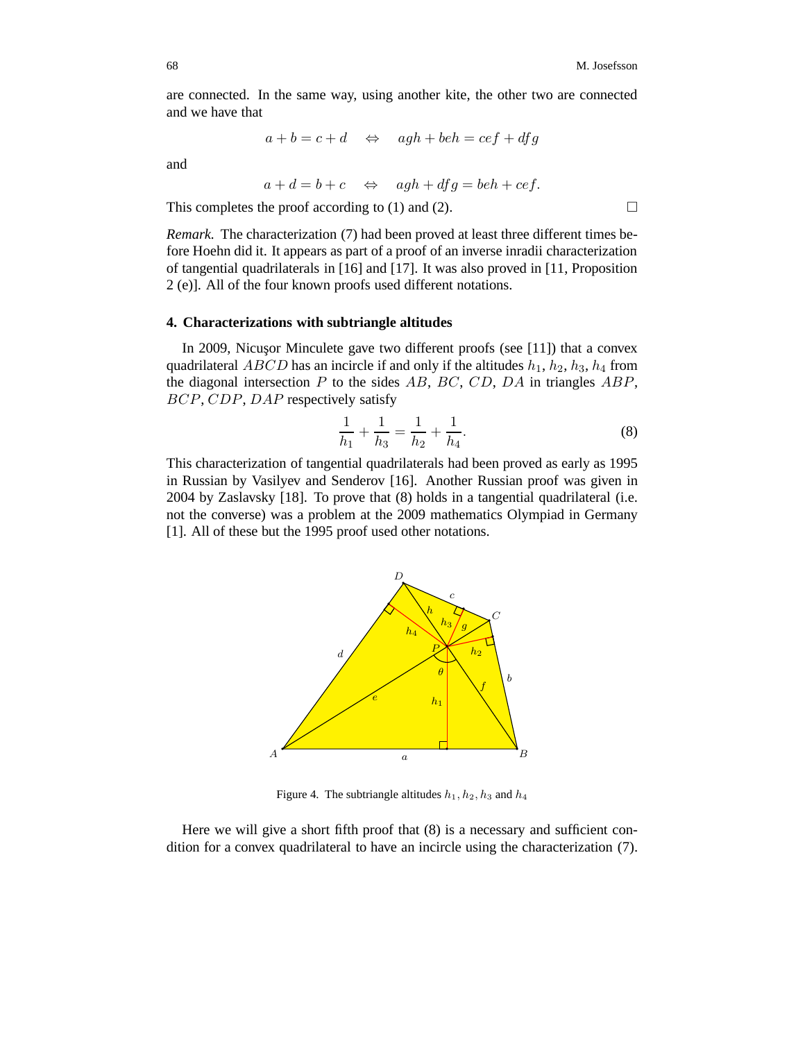are connected. In the same way, using another kite, the other two are connected and we have that

$$a + b = c + d \quad \Leftrightarrow \quad agh + beh = cef + dfg$$

and

$$a + d = b + c \quad \Leftrightarrow \quad agh + dfg = beh + cef.$$

This completes the proof according to (1) and (2). □

*Remark.* The characterization (7) had been proved at least three different times before Hoehn did it. It appears as part of a proof of an inverse inradii characterization of tangential quadrilaterals in [16] and [17]. It was also proved in [11, Proposition 2 (e)]. All of the four known proofs used different notations.

## 4. Characterizations with subtriangle altitudes

In 2009, Nicuşor Minculete gave two different proofs (see [11]) that a convex quadrilateral $ABCD$ has an incircle if and only if the altitudes $h_1, h_2, h_3, h_4$ from the diagonal intersection $P$ to the sides $AB$, $BC$, $CD$, $DA$ in triangles $ABP$, $BCP$, $CDP$, $DAP$ respectively satisfy

$$\frac{1}{h_1} + \frac{1}{h_3} = \frac{1}{h_2} + \frac{1}{h_4}. \tag{8}$$

This characterization of tangential quadrilaterals had been proved as early as 1995 in Russian by Vasilyev and Senderov [16]. Another Russian proof was given in 2004 by Zaslavsky [18]. To prove that (8) holds in a tangential quadrilateral (i.e. not the converse) was a problem at the 2009 mathematics Olympiad in Germany [1]. All of these but the 1995 proof used other notations.

Figure 4. The subtriangle altitudes $h_1, h_2, h_3$ and $h_4$

Here we will give a short fifth proof that (8) is a necessary and sufficient condition for a convex quadrilateral to have an incircle using the characterization (7).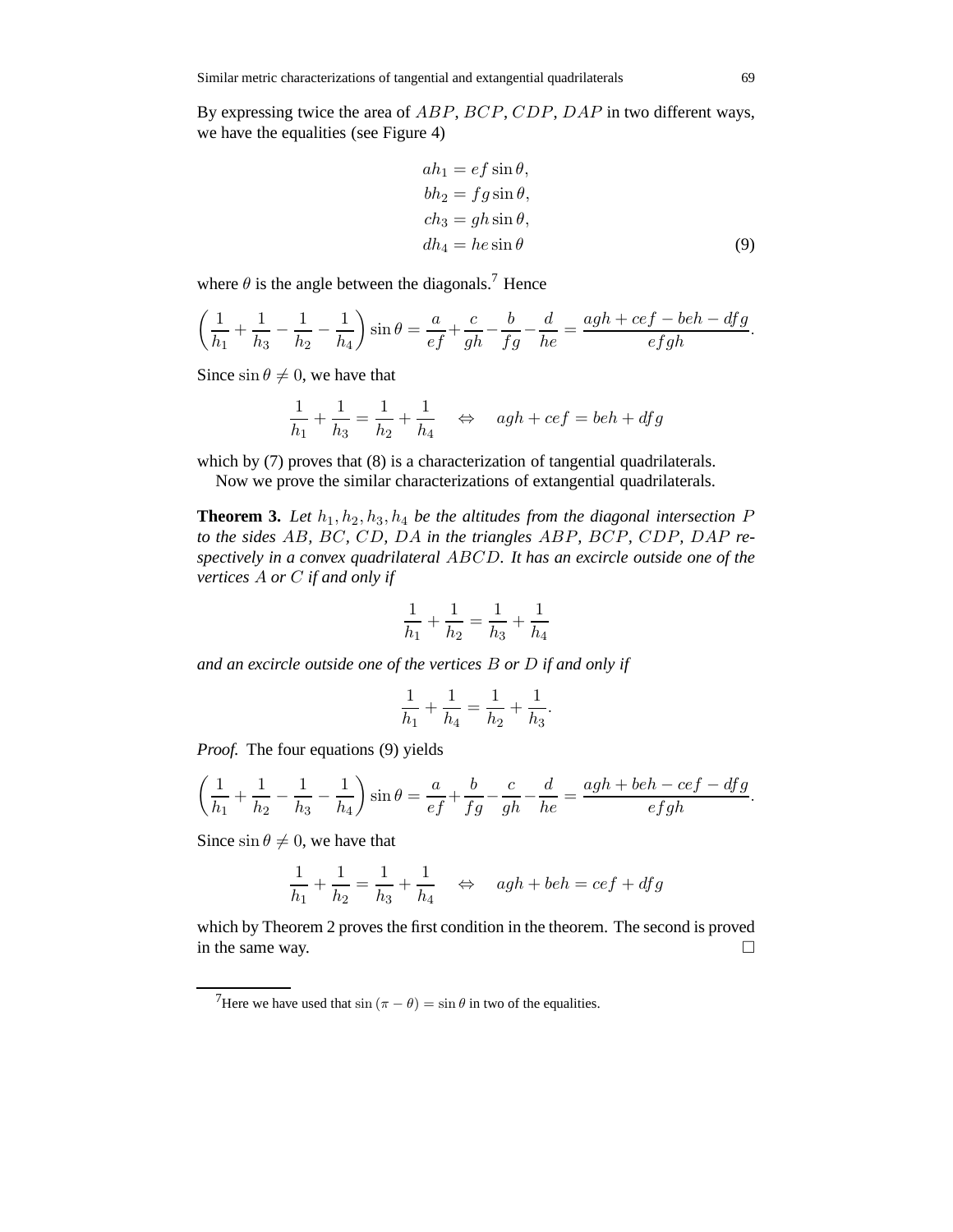By expressing twice the area of $ABP$, $BCP$, $CDP$, $DAP$ in two different ways, we have the equalities (see Figure 4)

$$\begin{aligned} ah_1 &= ef \sin\theta, \\ bh_2 &= fg \sin\theta, \\ ch_3 &= gh \sin\theta, \\ dh_4 &= he \sin\theta \end{aligned} \tag{9}$$

where $\theta$ is the angle between the diagonals.[7] Hence

$$\left(\frac{1}{h_1} + \frac{1}{h_3} - \frac{1}{h_2} - \frac{1}{h_4}\right)\sin\theta = \frac{a}{ef} + \frac{c}{gh} - \frac{b}{fg} - \frac{d}{he} = \frac{agh + cef - beh - dfg}{efgh}.$$

Since $\sin\theta \neq 0$, we have that

$$\frac{1}{h_1} + \frac{1}{h_3} = \frac{1}{h_2} + \frac{1}{h_4} \quad \Leftrightarrow \quad agh + cef = beh + dfg$$

which by (7) proves that (8) is a characterization of tangential quadrilaterals.

Now we prove the similar characterizations of extangential quadrilaterals.

**Theorem 3.** *Let $h_1, h_2, h_3, h_4$ be the altitudes from the diagonal intersection $P$ to the sides $AB$, $BC$, $CD$, $DA$ in the triangles $ABP$, $BCP$, $CDP$, $DAP$ respectively in a convex quadrilateral $ABCD$. It has an excircle outside one of the vertices $A$ or $C$ if and only if*

$$\frac{1}{h_1} + \frac{1}{h_2} = \frac{1}{h_3} + \frac{1}{h_4}$$

*and an excircle outside one of the vertices $B$ or $D$ if and only if*

$$\frac{1}{h_1} + \frac{1}{h_4} = \frac{1}{h_2} + \frac{1}{h_3}.$$

*Proof.* The four equations (9) yields

$$\left(\frac{1}{h_1} + \frac{1}{h_2} - \frac{1}{h_3} - \frac{1}{h_4}\right)\sin\theta = \frac{a}{ef} + \frac{b}{fg} - \frac{c}{gh} - \frac{d}{he} = \frac{agh + beh - cef - dfg}{efgh}.$$

Since $\sin\theta \neq 0$, we have that

$$\frac{1}{h_1} + \frac{1}{h_2} = \frac{1}{h_3} + \frac{1}{h_4} \quad \Leftrightarrow \quad agh + beh = cef + dfg$$

which by Theorem 2 proves the first condition in the theorem. The second is proved in the same way. □

[7] Here we have used that $\sin(\pi - \theta) = \sin\theta$ in two of the equalities.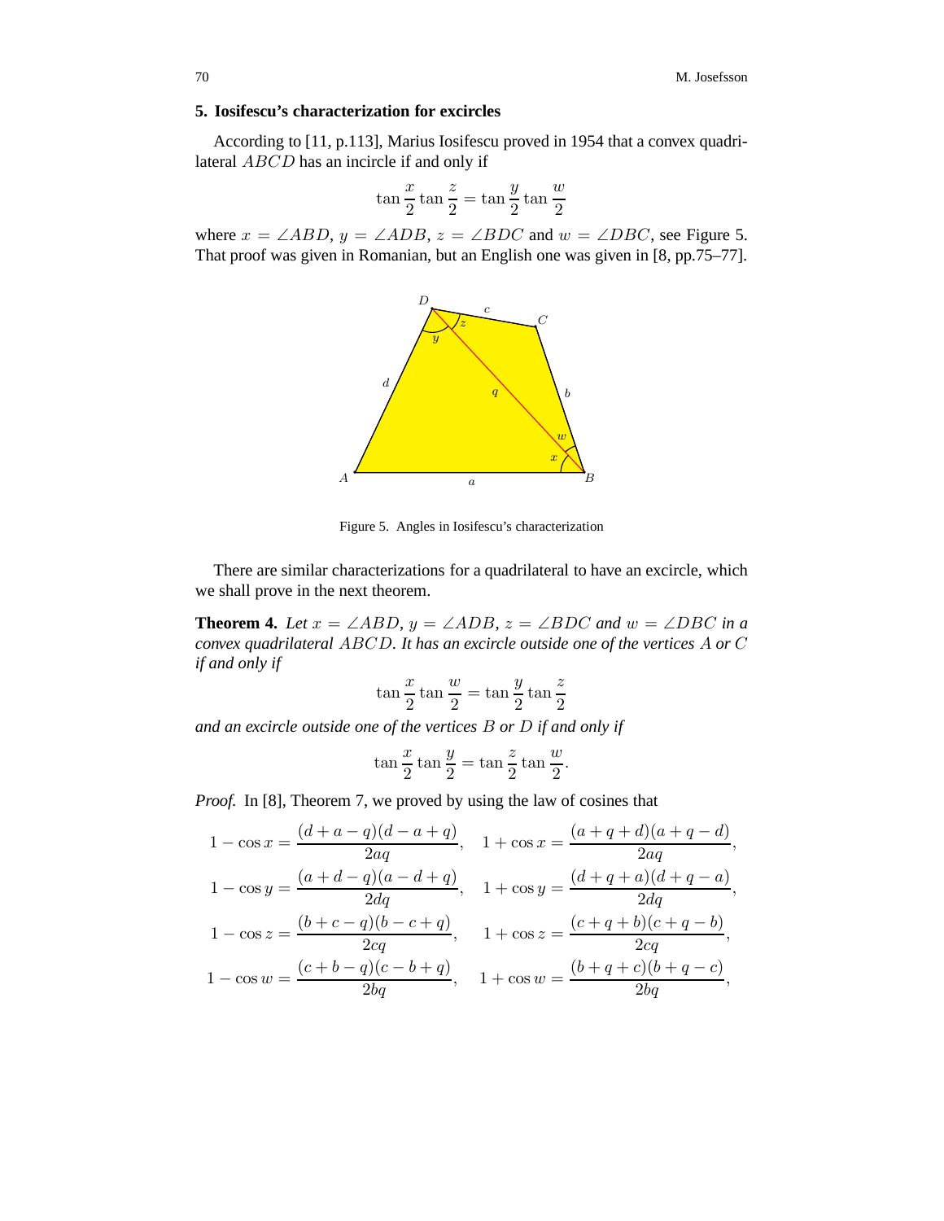## 5. Iosifescu's characterization for excircles

According to [11, p.113], Marius Iosifescu proved in 1954 that a convex quadrilateral $ABCD$ has an incircle if and only if

$$\tan\frac{x}{2}\tan\frac{z}{2}=\tan\frac{y}{2}\tan\frac{w}{2}$$

where $x=\angle ABD$, $y=\angle ADB$, $z=\angle BDC$ and $w=\angle DBC$, see Figure 5. That proof was given in Romanian, but an English one was given in [8, pp.75–77].

Figure 5. Angles in Iosifescu's characterization

There are similar characterizations for a quadrilateral to have an excircle, which we shall prove in the next theorem.

**Theorem 4.** *Let $x=\angle ABD$, $y=\angle ADB$, $z=\angle BDC$ and $w=\angle DBC$ in a convex quadrilateral $ABCD$. It has an excircle outside one of the vertices $A$ or $C$ if and only if*

$$\tan\frac{x}{2}\tan\frac{w}{2}=\tan\frac{y}{2}\tan\frac{z}{2}$$

*and an excircle outside one of the vertices $B$ or $D$ if and only if*

$$\tan\frac{x}{2}\tan\frac{y}{2}=\tan\frac{z}{2}\tan\frac{w}{2}.$$

*Proof.* In [8], Theorem 7, we proved by using the law of cosines that

$$1-\cos x=\frac{(d+a-q)(d-a+q)}{2aq},\quad 1+\cos x=\frac{(a+q+d)(a+q-d)}{2aq},$$
$$1-\cos y=\frac{(a+d-q)(a-d+q)}{2dq},\quad 1+\cos y=\frac{(d+q+a)(d+q-a)}{2dq},$$
$$1-\cos z=\frac{(b+c-q)(b-c+q)}{2cq},\quad 1+\cos z=\frac{(c+q+b)(c+q-b)}{2cq},$$
$$1-\cos w=\frac{(c+b-q)(c-b+q)}{2bq},\quad 1+\cos w=\frac{(b+q+c)(b+q-c)}{2bq},$$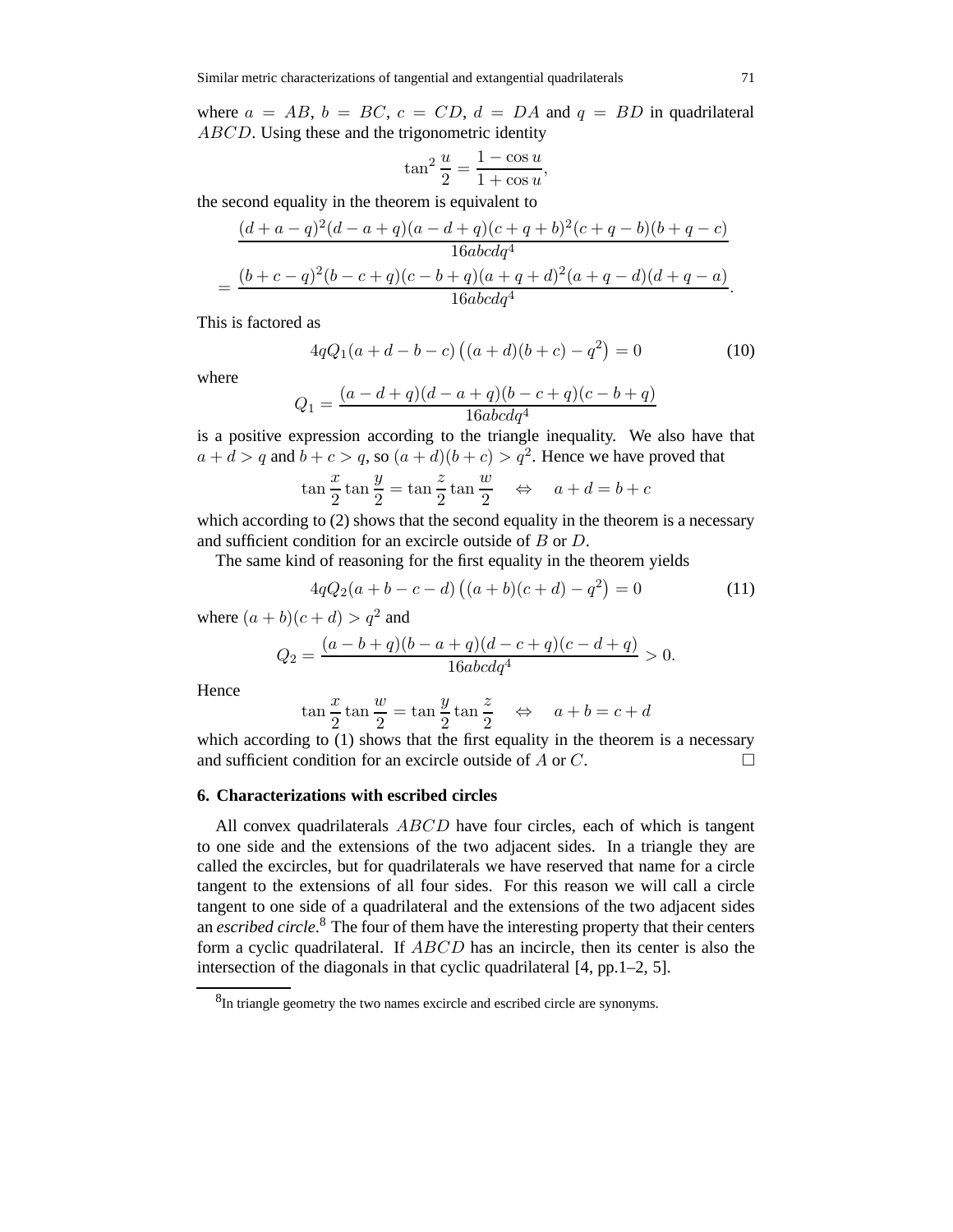where $a = AB$, $b = BC$, $c = CD$, $d = DA$ and $q = BD$ in quadrilateral $ABCD$. Using these and the trigonometric identity

$$\tan^2 \frac{u}{2} = \frac{1 - \cos u}{1 + \cos u},$$

the second equality in the theorem is equivalent to

$$\frac{(d+a-q)^2(d-a+q)(a-d+q)(c+q+b)^2(c+q-b)(b+q-c)}{16abcdq^4}$$
$$= \frac{(b+c-q)^2(b-c+q)(c-b+q)(a+q+d)^2(a+q-d)(d+q-a)}{16abcdq^4}.$$

This is factored as

$$4qQ_1(a+d-b-c)\left((a+d)(b+c)-q^2\right) = 0 \tag{10}$$

where

$$Q_1 = \frac{(a-d+q)(d-a+q)(b-c+q)(c-b+q)}{16abcdq^4}$$

is a positive expression according to the triangle inequality. We also have that $a + d > q$ and $b + c > q$, so $(a + d)(b + c) > q^2$. Hence we have proved that

$$\tan \frac{x}{2} \tan \frac{y}{2} = \tan \frac{z}{2} \tan \frac{w}{2} \quad \Leftrightarrow \quad a + d = b + c$$

which according to (2) shows that the second equality in the theorem is a necessary and sufficient condition for an excircle outside of $B$ or $D$.

The same kind of reasoning for the first equality in the theorem yields

$$4qQ_2(a+b-c-d)\left((a+b)(c+d)-q^2\right) = 0 \tag{11}$$

where $(a + b)(c + d) > q^2$ and

$$Q_2 = \frac{(a-b+q)(b-a+q)(d-c+q)(c-d+q)}{16abcdq^4} > 0.$$

Hence

$$\tan \frac{x}{2} \tan \frac{w}{2} = \tan \frac{y}{2} \tan \frac{z}{2} \quad \Leftrightarrow \quad a + b = c + d$$

which according to (1) shows that the first equality in the theorem is a necessary and sufficient condition for an excircle outside of $A$ or $C$. □

## 6. Characterizations with escribed circles

All convex quadrilaterals $ABCD$ have four circles, each of which is tangent to one side and the extensions of the two adjacent sides. In a triangle they are called the excircles, but for quadrilaterals we have reserved that name for a circle tangent to the extensions of all four sides. For this reason we will call a circle tangent to one side of a quadrilateral and the extensions of the two adjacent sides an *escribed circle*.[8] The four of them have the interesting property that their centers form a cyclic quadrilateral. If $ABCD$ has an incircle, then its center is also the intersection of the diagonals in that cyclic quadrilateral [4, pp.1–2, 5].

[8] In triangle geometry the two names excircle and escribed circle are synonyms.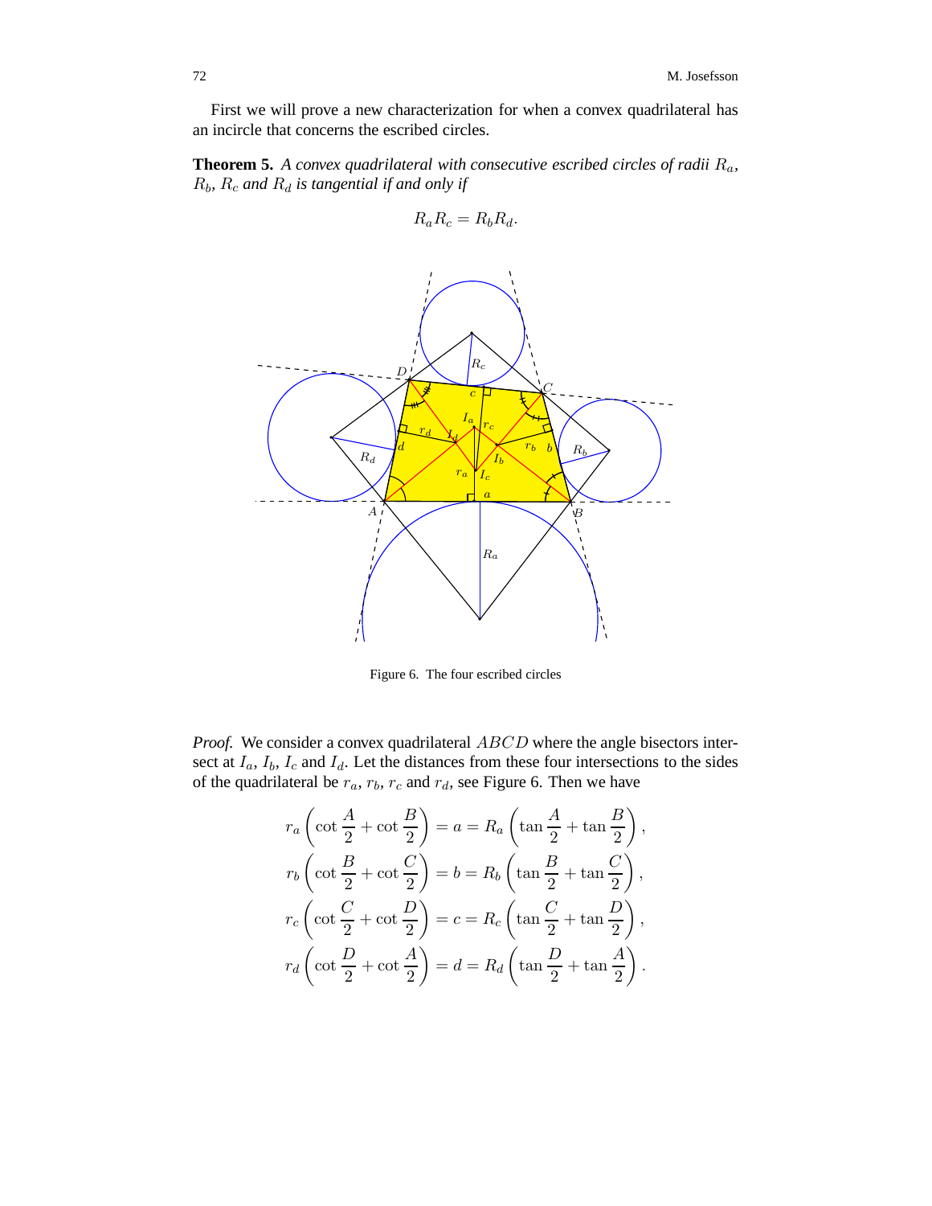First we will prove a new characterization for when a convex quadrilateral has an incircle that concerns the escribed circles.

**Theorem 5.** *A convex quadrilateral with consecutive escribed circles of radii $R_a$, $R_b$, $R_c$ and $R_d$ is tangential if and only if*

$$R_aR_c = R_bR_d.$$

Figure 6. The four escribed circles

*Proof.* We consider a convex quadrilateral $ABCD$ where the angle bisectors intersect at $I_a$, $I_b$, $I_c$ and $I_d$. Let the distances from these four intersections to the sides of the quadrilateral be $r_a$, $r_b$, $r_c$ and $r_d$, see Figure 6. Then we have

$$r_a\left(\cot\frac{A}{2}+\cot\frac{B}{2}\right) = a = R_a\left(\tan\frac{A}{2}+\tan\frac{B}{2}\right),$$
$$r_b\left(\cot\frac{B}{2}+\cot\frac{C}{2}\right) = b = R_b\left(\tan\frac{B}{2}+\tan\frac{C}{2}\right),$$
$$r_c\left(\cot\frac{C}{2}+\cot\frac{D}{2}\right) = c = R_c\left(\tan\frac{C}{2}+\tan\frac{D}{2}\right),$$
$$r_d\left(\cot\frac{D}{2}+\cot\frac{A}{2}\right) = d = R_d\left(\tan\frac{D}{2}+\tan\frac{A}{2}\right).$$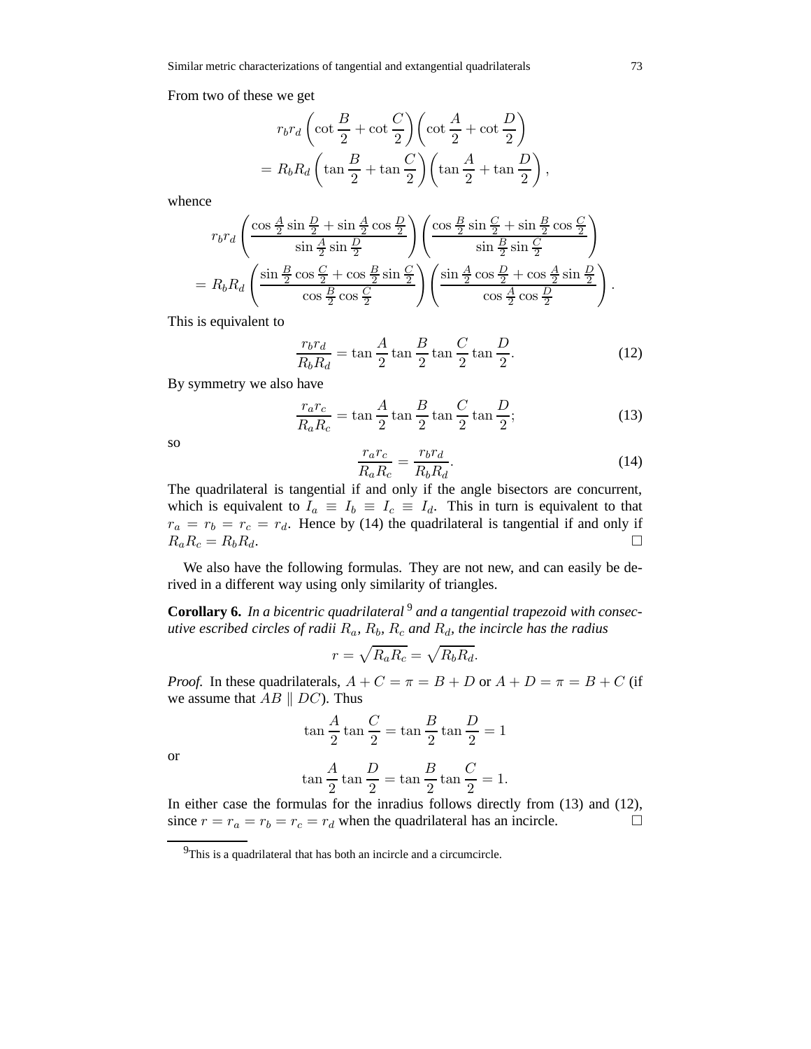From two of these we get

$$
\begin{aligned}
&r_b r_d \left(\cot\frac{B}{2}+\cot\frac{C}{2}\right)\left(\cot\frac{A}{2}+\cot\frac{D}{2}\right)\\
&= R_b R_d \left(\tan\frac{B}{2}+\tan\frac{C}{2}\right)\left(\tan\frac{A}{2}+\tan\frac{D}{2}\right),
\end{aligned}
$$

whence

$$
\begin{aligned}
&r_b r_d \left(\frac{\cos\frac{A}{2}\sin\frac{D}{2}+\sin\frac{A}{2}\cos\frac{D}{2}}{\sin\frac{A}{2}\sin\frac{D}{2}}\right)\left(\frac{\cos\frac{B}{2}\sin\frac{C}{2}+\sin\frac{B}{2}\cos\frac{C}{2}}{\sin\frac{B}{2}\sin\frac{C}{2}}\right)\\
&= R_b R_d \left(\frac{\sin\frac{B}{2}\cos\frac{C}{2}+\cos\frac{B}{2}\sin\frac{C}{2}}{\cos\frac{B}{2}\cos\frac{C}{2}}\right)\left(\frac{\sin\frac{A}{2}\cos\frac{D}{2}+\cos\frac{A}{2}\sin\frac{D}{2}}{\cos\frac{A}{2}\cos\frac{D}{2}}\right).
\end{aligned}
$$

This is equivalent to

$$
\frac{r_b r_d}{R_b R_d} = \tan\frac{A}{2}\tan\frac{B}{2}\tan\frac{C}{2}\tan\frac{D}{2}. \tag{12}
$$

By symmetry we also have

$$
\frac{r_a r_c}{R_a R_c} = \tan\frac{A}{2}\tan\frac{B}{2}\tan\frac{C}{2}\tan\frac{D}{2}; \tag{13}
$$

so

$$
\frac{r_a r_c}{R_a R_c} = \frac{r_b r_d}{R_b R_d}. \tag{14}
$$

The quadrilateral is tangential if and only if the angle bisectors are concurrent, which is equivalent to $I_a \equiv I_b \equiv I_c \equiv I_d$. This in turn is equivalent to that $r_a = r_b = r_c = r_d$. Hence by (14) the quadrilateral is tangential if and only if $R_a R_c = R_b R_d$. □

We also have the following formulas. They are not new, and can easily be derived in a different way using only similarity of triangles.

**Corollary 6.** *In a bicentric quadrilateral*[9] *and a tangential trapezoid with consecutive escribed circles of radii $R_a$, $R_b$, $R_c$ and $R_d$, the incircle has the radius*

$$
r = \sqrt{R_a R_c} = \sqrt{R_b R_d}.
$$

*Proof.* In these quadrilaterals, $A + C = \pi = B + D$ or $A + D = \pi = B + C$ (if we assume that $AB \parallel DC$). Thus

$$
\tan\frac{A}{2}\tan\frac{C}{2} = \tan\frac{B}{2}\tan\frac{D}{2} = 1
$$

or

$$
\tan\frac{A}{2}\tan\frac{D}{2} = \tan\frac{B}{2}\tan\frac{C}{2} = 1.
$$

In either case the formulas for the inradius follows directly from (13) and (12), since $r = r_a = r_b = r_c = r_d$ when the quadrilateral has an incircle. □

[9] This is a quadrilateral that has both an incircle and a circumcircle.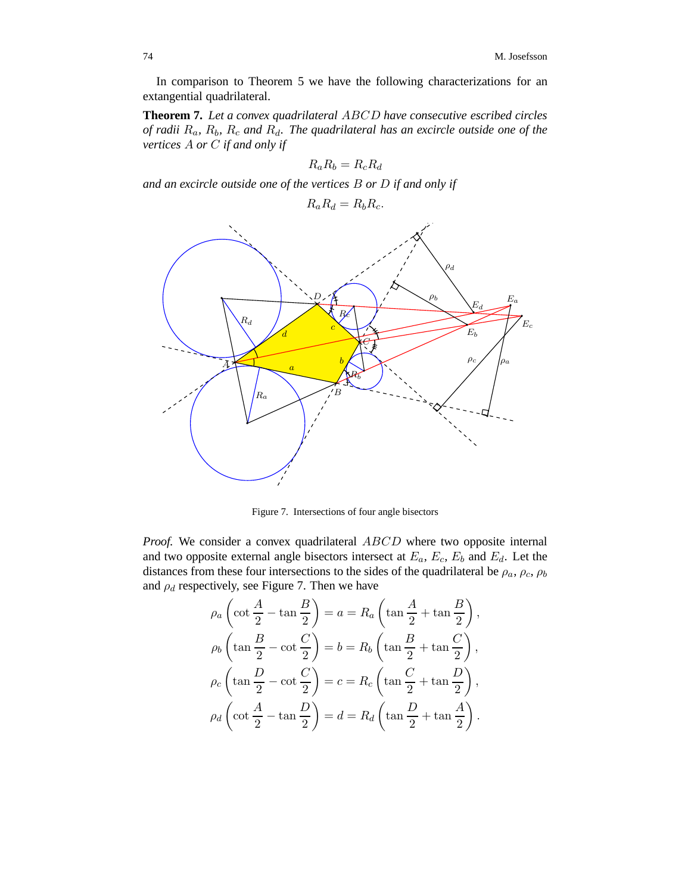In comparison to Theorem 5 we have the following characterizations for an extangential quadrilateral.

**Theorem 7.** *Let a convex quadrilateral $ABCD$ have consecutive escribed circles of radii $R_a$, $R_b$, $R_c$ and $R_d$. The quadrilateral has an excircle outside one of the vertices $A$ or $C$ if and only if*

$$R_aR_b = R_cR_d$$

*and an excircle outside one of the vertices $B$ or $D$ if and only if*

$$R_aR_d = R_bR_c.$$

Figure 7. Intersections of four angle bisectors

*Proof.* We consider a convex quadrilateral $ABCD$ where two opposite internal and two opposite external angle bisectors intersect at $E_a$, $E_c$, $E_b$ and $E_d$. Let the distances from these four intersections to the sides of the quadrilateral be $\rho_a$, $\rho_c$, $\rho_b$ and $\rho_d$ respectively, see Figure 7. Then we have

$$\rho_a\left(\cot\frac{A}{2} - \tan\frac{B}{2}\right) = a = R_a\left(\tan\frac{A}{2} + \tan\frac{B}{2}\right),$$

$$\rho_b\left(\tan\frac{B}{2} - \cot\frac{C}{2}\right) = b = R_b\left(\tan\frac{B}{2} + \tan\frac{C}{2}\right),$$

$$\rho_c\left(\tan\frac{D}{2} - \cot\frac{C}{2}\right) = c = R_c\left(\tan\frac{C}{2} + \tan\frac{D}{2}\right),$$

$$\rho_d\left(\cot\frac{A}{2} - \tan\frac{D}{2}\right) = d = R_d\left(\tan\frac{D}{2} + \tan\frac{A}{2}\right).$$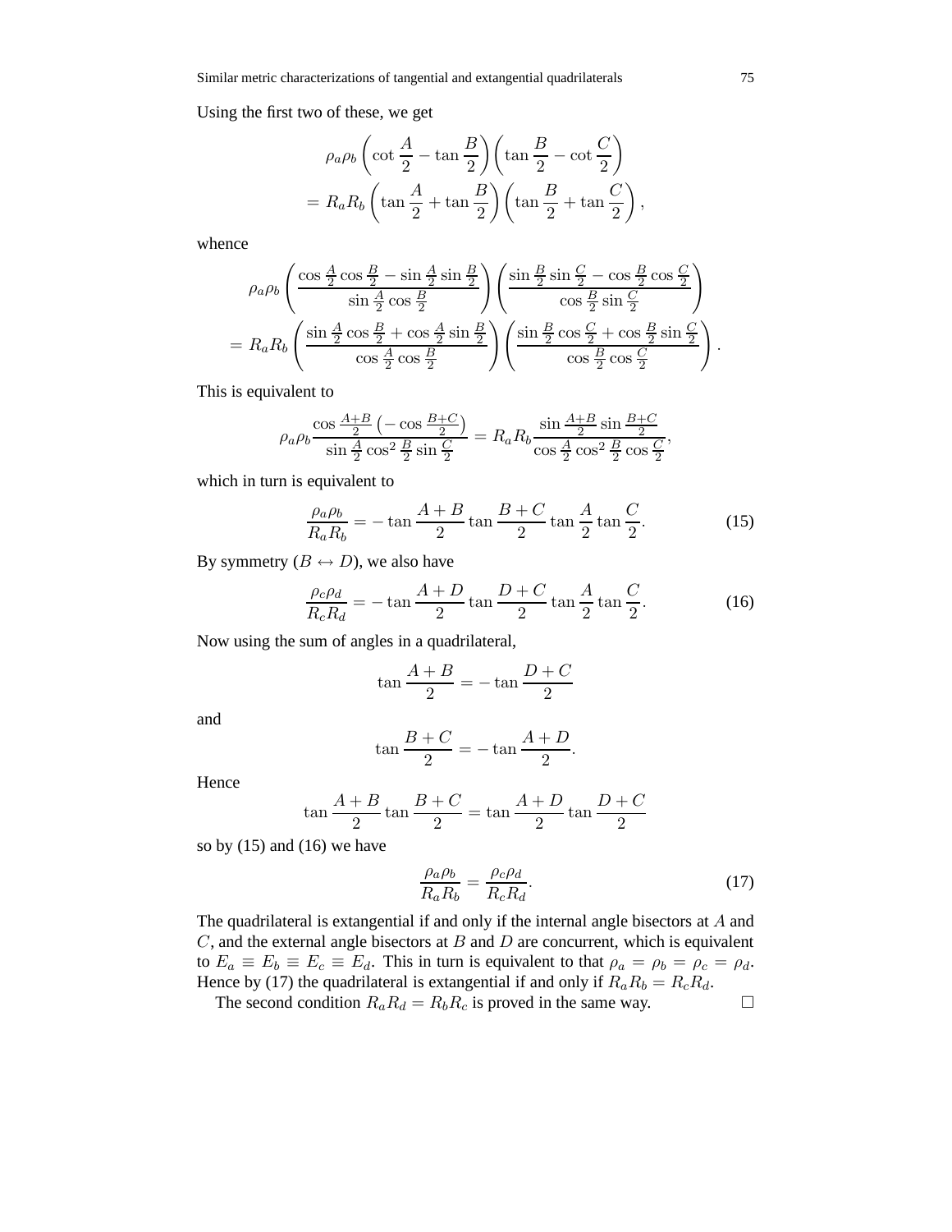Using the first two of these, we get

$$\begin{aligned}
&\rho_a\rho_b\left(\cot\frac{A}{2}-\tan\frac{B}{2}\right)\left(\tan\frac{B}{2}-\cot\frac{C}{2}\right)\\
=&\ R_aR_b\left(\tan\frac{A}{2}+\tan\frac{B}{2}\right)\left(\tan\frac{B}{2}+\tan\frac{C}{2}\right),
\end{aligned}$$

whence

$$\begin{aligned}
&\rho_a\rho_b\left(\frac{\cos\frac{A}{2}\cos\frac{B}{2}-\sin\frac{A}{2}\sin\frac{B}{2}}{\sin\frac{A}{2}\cos\frac{B}{2}}\right)\left(\frac{\sin\frac{B}{2}\sin\frac{C}{2}-\cos\frac{B}{2}\cos\frac{C}{2}}{\cos\frac{B}{2}\sin\frac{C}{2}}\right)\\
=&\ R_aR_b\left(\frac{\sin\frac{A}{2}\cos\frac{B}{2}+\cos\frac{A}{2}\sin\frac{B}{2}}{\cos\frac{A}{2}\cos\frac{B}{2}}\right)\left(\frac{\sin\frac{B}{2}\cos\frac{C}{2}+\cos\frac{B}{2}\sin\frac{C}{2}}{\cos\frac{B}{2}\cos\frac{C}{2}}\right).
\end{aligned}$$

This is equivalent to

$$\rho_a\rho_b\frac{\cos\frac{A+B}{2}\left(-\cos\frac{B+C}{2}\right)}{\sin\frac{A}{2}\cos^2\frac{B}{2}\sin\frac{C}{2}}=R_aR_b\frac{\sin\frac{A+B}{2}\sin\frac{B+C}{2}}{\cos\frac{A}{2}\cos^2\frac{B}{2}\cos\frac{C}{2}},$$

which in turn is equivalent to

$$\frac{\rho_a\rho_b}{R_aR_b}=-\tan\frac{A+B}{2}\tan\frac{B+C}{2}\tan\frac{A}{2}\tan\frac{C}{2}. \tag{15}$$

By symmetry ($B\leftrightarrow D$), we also have

$$\frac{\rho_c\rho_d}{R_cR_d}=-\tan\frac{A+D}{2}\tan\frac{D+C}{2}\tan\frac{A}{2}\tan\frac{C}{2}. \tag{16}$$

Now using the sum of angles in a quadrilateral,

$$\tan\frac{A+B}{2}=-\tan\frac{D+C}{2}$$

and

$$\tan\frac{B+C}{2}=-\tan\frac{A+D}{2}.$$

Hence

$$\tan\frac{A+B}{2}\tan\frac{B+C}{2}=\tan\frac{A+D}{2}\tan\frac{D+C}{2}$$

so by (15) and (16) we have

$$\frac{\rho_a\rho_b}{R_aR_b}=\frac{\rho_c\rho_d}{R_cR_d}. \tag{17}$$

The quadrilateral is extangential if and only if the internal angle bisectors at $A$ and $C$, and the external angle bisectors at $B$ and $D$ are concurrent, which is equivalent to $E_a\equiv E_b\equiv E_c\equiv E_d$. This in turn is equivalent to that $\rho_a=\rho_b=\rho_c=\rho_d$. Hence by (17) the quadrilateral is extangential if and only if $R_aR_b=R_cR_d$.

The second condition $R_aR_d=R_bR_c$ is proved in the same way. □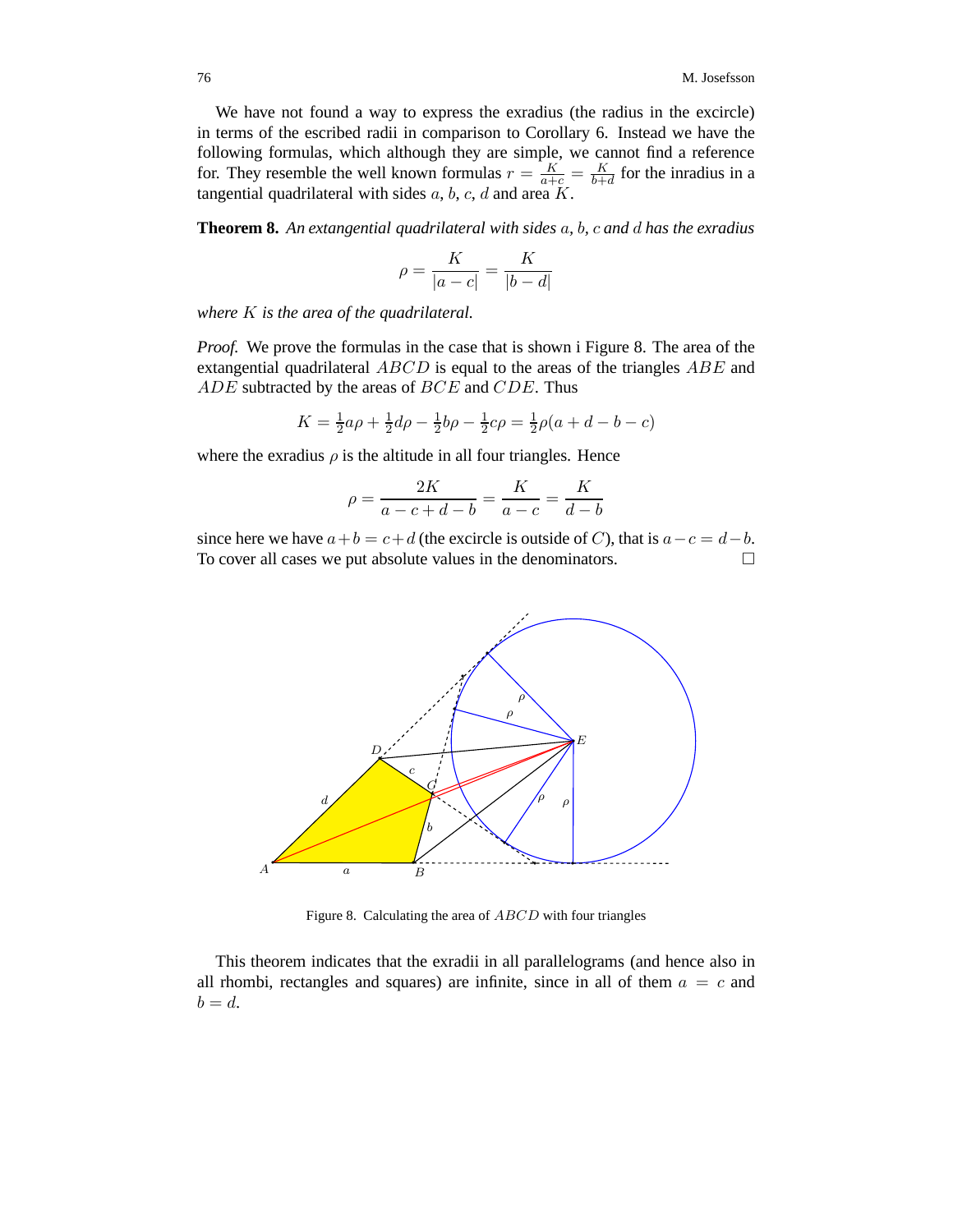We have not found a way to express the exradius (the radius in the excircle) in terms of the escribed radii in comparison to Corollary 6. Instead we have the following formulas, which although they are simple, we cannot find a reference for. They resemble the well known formulas $r = \frac{K}{a+c} = \frac{K}{b+d}$ for the inradius in a tangential quadrilateral with sides $a$, $b$, $c$, $d$ and area $K$.

**Theorem 8.** *An extangential quadrilateral with sides $a$, $b$, $c$ and $d$ has the exradius*

$$\rho = \frac{K}{|a-c|} = \frac{K}{|b-d|}$$

*where $K$ is the area of the quadrilateral.*

*Proof.* We prove the formulas in the case that is shown i Figure 8. The area of the extangential quadrilateral $ABCD$ is equal to the areas of the triangles $ABE$ and $ADE$ subtracted by the areas of $BCE$ and $CDE$. Thus

$$K = \tfrac{1}{2}a\rho + \tfrac{1}{2}d\rho - \tfrac{1}{2}b\rho - \tfrac{1}{2}c\rho = \tfrac{1}{2}\rho(a + d - b - c)$$

where the exradius $\rho$ is the altitude in all four triangles. Hence

$$\rho = \frac{2K}{a-c+d-b} = \frac{K}{a-c} = \frac{K}{d-b}$$

since here we have $a+b = c+d$ (the excircle is outside of $C$), that is $a-c = d-b$. To cover all cases we put absolute values in the denominators. □

Figure 8. Calculating the area of $ABCD$ with four triangles

This theorem indicates that the exradii in all parallelograms (and hence also in all rhombi, rectangles and squares) are infinite, since in all of them $a = c$ and $b = d$.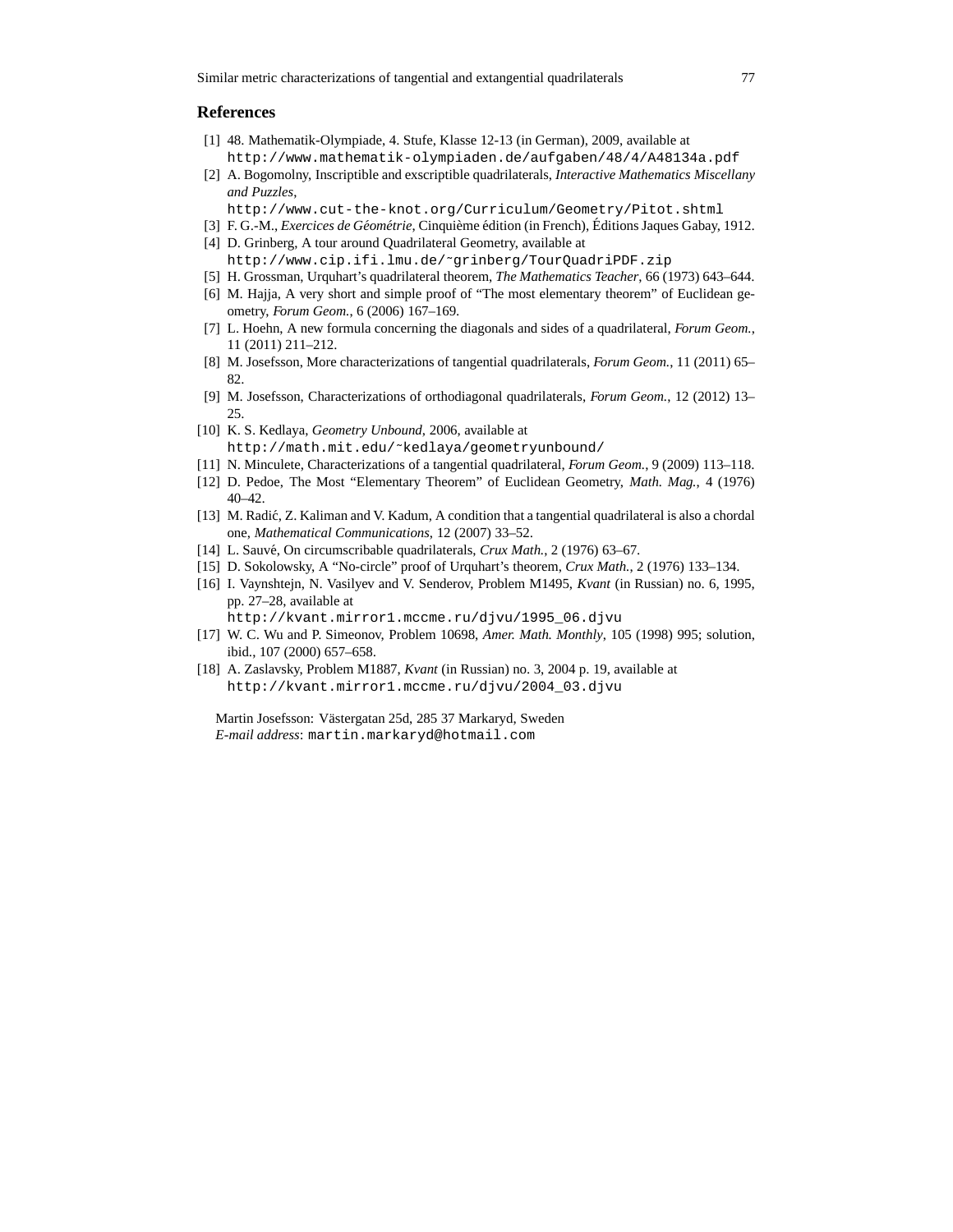## References

[1] 48. Mathematik-Olympiade, 4. Stufe, Klasse 12-13 (in German), 2009, available at http://www.mathematik-olympiaden.de/aufgaben/48/4/A48134a.pdf

[2] A. Bogomolny, Inscriptible and exscriptible quadrilaterals, *Interactive Mathematics Miscellany and Puzzles*, http://www.cut-the-knot.org/Curriculum/Geometry/Pitot.shtml

[3] F. G.-M., *Exercices de Géométrie*, Cinquième édition (in French), Éditions Jacques Gabay, 1912.

[4] D. Grinberg, A tour around Quadrilateral Geometry, available at http://www.cip.ifi.lmu.de/~grinberg/TourQuadriPDF.zip

[5] H. Grossman, Urquhart's quadrilateral theorem, *The Mathematics Teacher*, 66 (1973) 643–644.

[6] M. Hajja, A very short and simple proof of "The most elementary theorem" of Euclidean geometry, *Forum Geom.*, 6 (2006) 167–169.

[7] L. Hoehn, A new formula concerning the diagonals and sides of a quadrilateral, *Forum Geom.*, 11 (2011) 211–212.

[8] M. Josefsson, More characterizations of tangential quadrilaterals, *Forum Geom.*, 11 (2011) 65–82.

[9] M. Josefsson, Characterizations of orthodiagonal quadrilaterals, *Forum Geom.*, 12 (2012) 13–25.

[10] K. S. Kedlaya, *Geometry Unbound*, 2006, available at http://math.mit.edu/~kedlaya/geometryunbound/

[11] N. Minculete, Characterizations of a tangential quadrilateral, *Forum Geom.*, 9 (2009) 113–118.

[12] D. Pedoe, The Most "Elementary Theorem" of Euclidean Geometry, *Math. Mag.*, 4 (1976) 40–42.

[13] M. Radić, Z. Kaliman and V. Kadum, A condition that a tangential quadrilateral is also a chordal one, *Mathematical Communications*, 12 (2007) 33–52.

[14] L. Sauvé, On circumscribable quadrilaterals, *Crux Math.*, 2 (1976) 63–67.

[15] D. Sokolowsky, A "No-circle" proof of Urquhart's theorem, *Crux Math.*, 2 (1976) 133–134.

[16] I. Vaynshtejn, N. Vasilyev and V. Senderov, Problem M1495, *Kvant* (in Russian) no. 6, 1995, pp. 27–28, available at http://kvant.mirror1.mccme.ru/djvu/1995_06.djvu

[17] W. C. Wu and P. Simeonov, Problem 10698, *Amer. Math. Monthly*, 105 (1998) 995; solution, ibid., 107 (2000) 657–658.

[18] A. Zaslavsky, Problem M1887, *Kvant* (in Russian) no. 3, 2004 p. 19, available at http://kvant.mirror1.mccme.ru/djvu/2004_03.djvu

Martin Josefsson: Västergatan 25d, 285 37 Markaryd, Sweden
*E-mail address*: martin.markaryd@hotmail.com